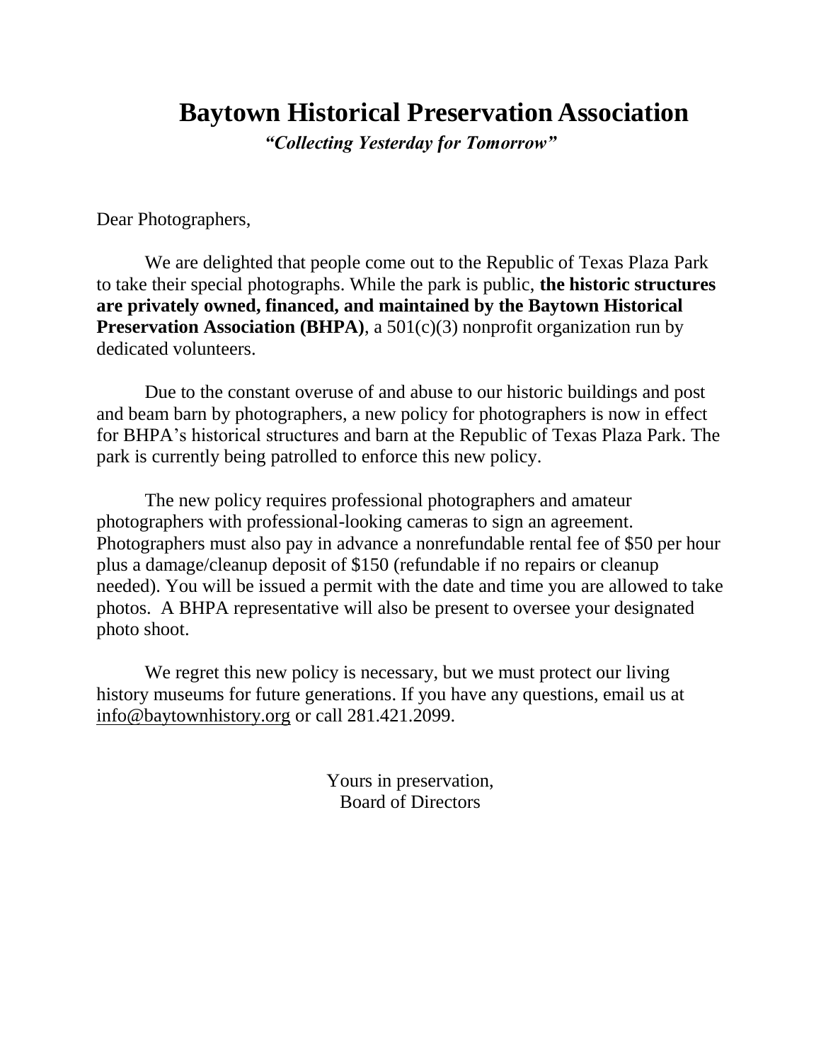# Baytown Historical Preservation Association

*"Collecting Yesterday for Tomorrow"*

Dear Photographers,

We are delighted that people come out to the Republic of Texas Plaza Park to take their special photographs. While the park is public, **the historic structures are privately owned, financed, and maintained by the Baytown Historical Preservation Association (BHPA)**, a 501(c)(3) nonprofit organization run by dedicated volunteers.

Due to the constant overuse of and abuse to our historic buildings and post and beam barn by photographers, a new policy for photographers is now in effect for BHPA's historical structures and barn at the Republic of Texas Plaza Park. The park is currently being patrolled to enforce this new policy.

The new policy requires professional photographers and amateur photographers with professional-looking cameras to sign an agreement. Photographers must also pay in advance a nonrefundable rental fee of $50 per hour plus a damage/cleanup deposit of $150 (refundable if no repairs or cleanup needed). You will be issued a permit with the date and time you are allowed to take photos. A BHPA representative will also be present to oversee your designated photo shoot.

We regret this new policy is necessary, but we must protect our living history museums for future generations. If you have any questions, email us at info@baytownhistory.org or call 281.421.2099.

Yours in preservation,
Board of Directors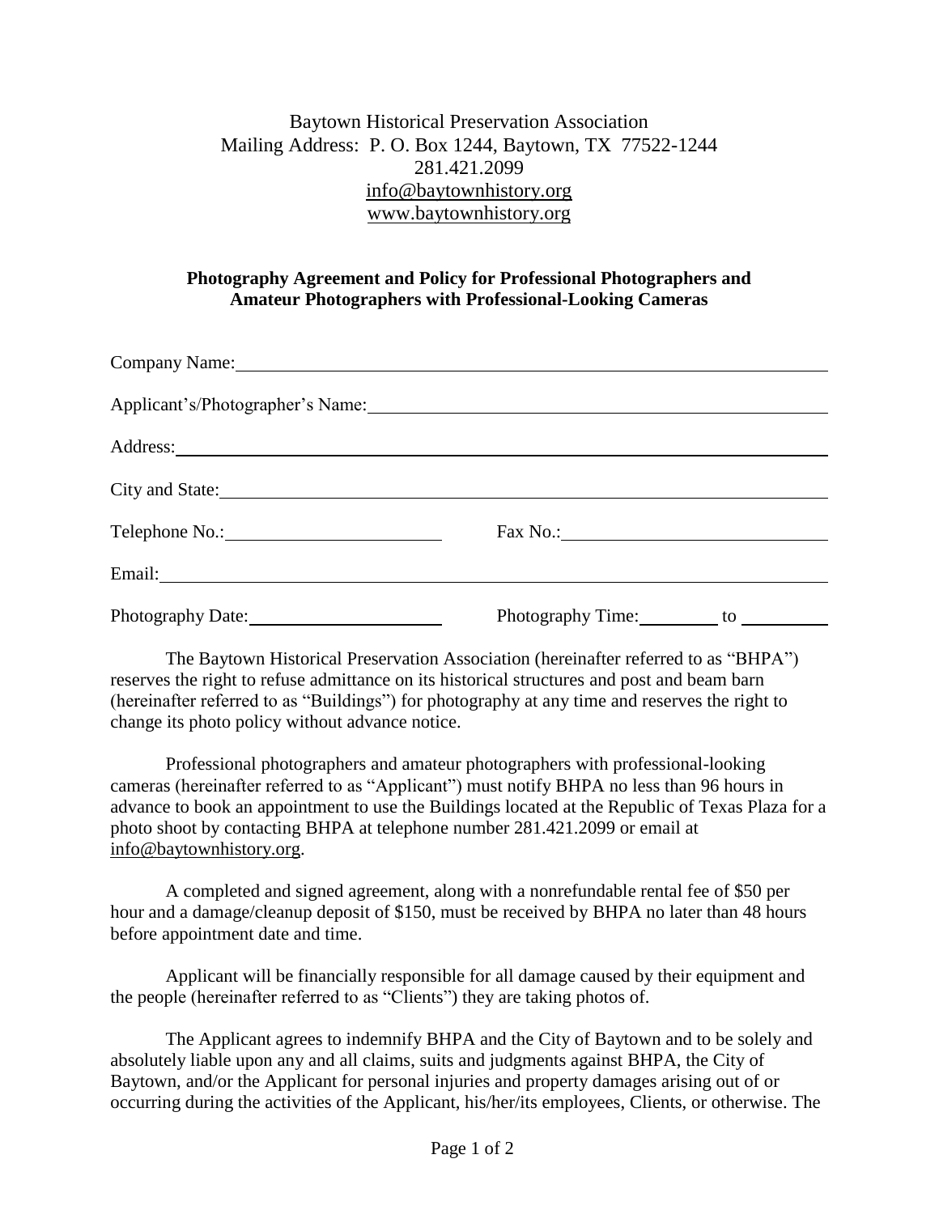Baytown Historical Preservation Association
Mailing Address: P. O. Box 1244, Baytown, TX 77522-1244
281.421.2099
info@baytownhistory.org
www.baytownhistory.org

**Photography Agreement and Policy for Professional Photographers and Amateur Photographers with Professional-Looking Cameras**

Company Name: ____________________________________________

Applicant's/Photographer's Name: ____________________________________________

Address: ____________________________________________

City and State: ____________________________________________

Telephone No.: ______________________ Fax No.: ______________________

Email: ____________________________________________

Photography Date: ______________________ Photography Time: __________ to __________

The Baytown Historical Preservation Association (hereinafter referred to as "BHPA") reserves the right to refuse admittance on its historical structures and post and beam barn (hereinafter referred to as "Buildings") for photography at any time and reserves the right to change its photo policy without advance notice.

Professional photographers and amateur photographers with professional-looking cameras (hereinafter referred to as "Applicant") must notify BHPA no less than 96 hours in advance to book an appointment to use the Buildings located at the Republic of Texas Plaza for a photo shoot by contacting BHPA at telephone number 281.421.2099 or email at info@baytownhistory.org.

A completed and signed agreement, along with a nonrefundable rental fee of $50 per hour and a damage/cleanup deposit of $150, must be received by BHPA no later than 48 hours before appointment date and time.

Applicant will be financially responsible for all damage caused by their equipment and the people (hereinafter referred to as "Clients") they are taking photos of.

The Applicant agrees to indemnify BHPA and the City of Baytown and to be solely and absolutely liable upon any and all claims, suits and judgments against BHPA, the City of Baytown, and/or the Applicant for personal injuries and property damages arising out of or occurring during the activities of the Applicant, his/her/its employees, Clients, or otherwise. The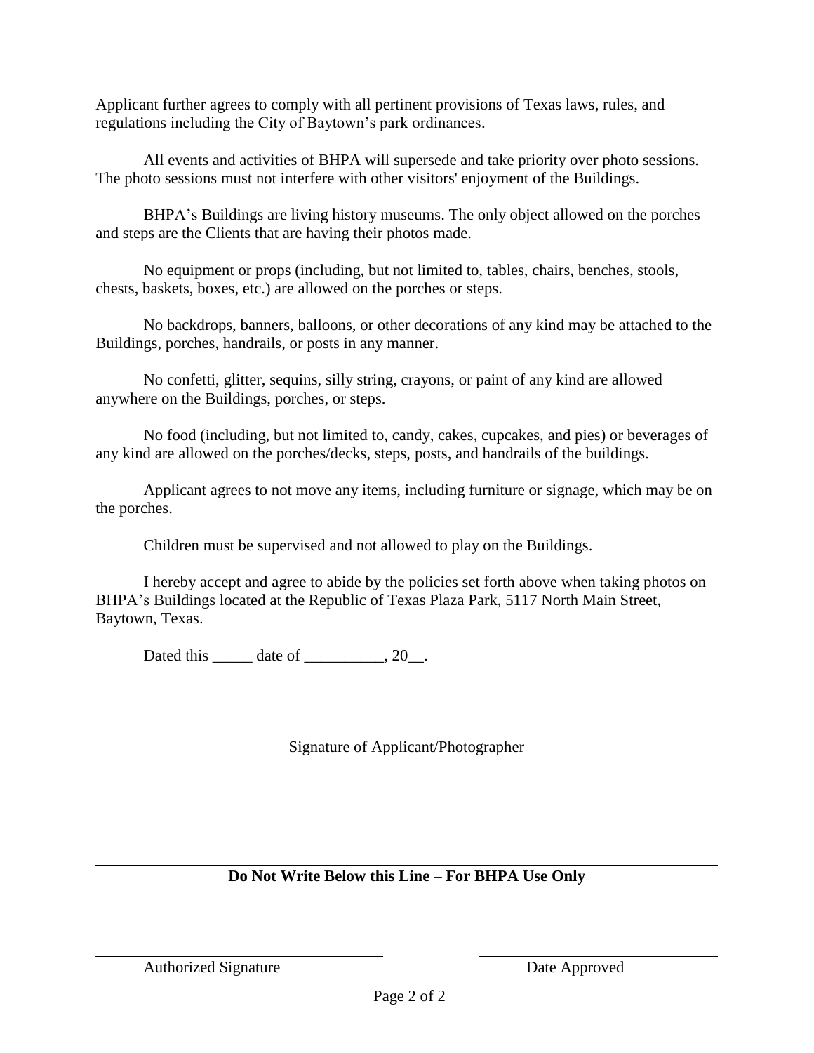Applicant further agrees to comply with all pertinent provisions of Texas laws, rules, and regulations including the City of Baytown's park ordinances.

All events and activities of BHPA will supersede and take priority over photo sessions. The photo sessions must not interfere with other visitors' enjoyment of the Buildings.

BHPA's Buildings are living history museums. The only object allowed on the porches and steps are the Clients that are having their photos made.

No equipment or props (including, but not limited to, tables, chairs, benches, stools, chests, baskets, boxes, etc.) are allowed on the porches or steps.

No backdrops, banners, balloons, or other decorations of any kind may be attached to the Buildings, porches, handrails, or posts in any manner.

No confetti, glitter, sequins, silly string, crayons, or paint of any kind are allowed anywhere on the Buildings, porches, or steps.

No food (including, but not limited to, candy, cakes, cupcakes, and pies) or beverages of any kind are allowed on the porches/decks, steps, posts, and handrails of the buildings.

Applicant agrees to not move any items, including furniture or signage, which may be on the porches.

Children must be supervised and not allowed to play on the Buildings.

I hereby accept and agree to abide by the policies set forth above when taking photos on BHPA's Buildings located at the Republic of Texas Plaza Park, 5117 North Main Street, Baytown, Texas.

Dated this _____ date of __________, 20__.

______________________________________

Signature of Applicant/Photographer

---

**Do Not Write Below this Line – For BHPA Use Only**

______________________________ ______________________________

Authorized Signature Date Approved